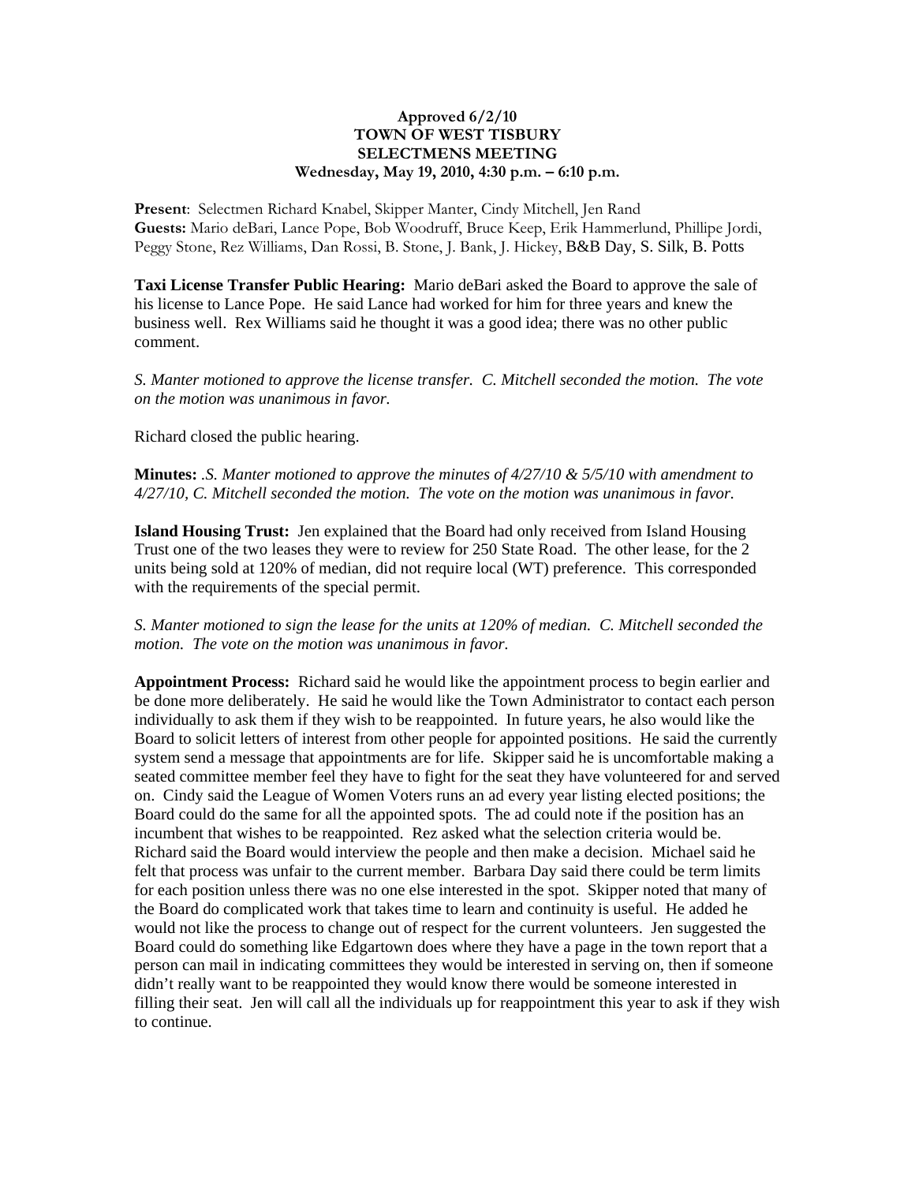**Approved 6/2/10**
**TOWN OF WEST TISBURY**
**SELECTMENS MEETING**
**Wednesday, May 19, 2010, 4:30 p.m. – 6:10 p.m.**

**Present**: Selectmen Richard Knabel, Skipper Manter, Cindy Mitchell, Jen Rand
**Guests:** Mario deBari, Lance Pope, Bob Woodruff, Bruce Keep, Erik Hammerlund, Phillipe Jordi, Peggy Stone, Rez Williams, Dan Rossi, B. Stone, J. Bank, J. Hickey, B&B Day, S. Silk, B. Potts

**Taxi License Transfer Public Hearing:** Mario deBari asked the Board to approve the sale of his license to Lance Pope. He said Lance had worked for him for three years and knew the business well. Rex Williams said he thought it was a good idea; there was no other public comment.

*S. Manter motioned to approve the license transfer. C. Mitchell seconded the motion. The vote on the motion was unanimous in favor.*

Richard closed the public hearing.

**Minutes:** .*S. Manter motioned to approve the minutes of 4/27/10 & 5/5/10 with amendment to 4/27/10, C. Mitchell seconded the motion. The vote on the motion was unanimous in favor.*

**Island Housing Trust:** Jen explained that the Board had only received from Island Housing Trust one of the two leases they were to review for 250 State Road. The other lease, for the 2 units being sold at 120% of median, did not require local (WT) preference. This corresponded with the requirements of the special permit.

*S. Manter motioned to sign the lease for the units at 120% of median. C. Mitchell seconded the motion. The vote on the motion was unanimous in favor*.

**Appointment Process:** Richard said he would like the appointment process to begin earlier and be done more deliberately. He said he would like the Town Administrator to contact each person individually to ask them if they wish to be reappointed. In future years, he also would like the Board to solicit letters of interest from other people for appointed positions. He said the currently system send a message that appointments are for life. Skipper said he is uncomfortable making a seated committee member feel they have to fight for the seat they have volunteered for and served on. Cindy said the League of Women Voters runs an ad every year listing elected positions; the Board could do the same for all the appointed spots. The ad could note if the position has an incumbent that wishes to be reappointed. Rez asked what the selection criteria would be. Richard said the Board would interview the people and then make a decision. Michael said he felt that process was unfair to the current member. Barbara Day said there could be term limits for each position unless there was no one else interested in the spot. Skipper noted that many of the Board do complicated work that takes time to learn and continuity is useful. He added he would not like the process to change out of respect for the current volunteers. Jen suggested the Board could do something like Edgartown does where they have a page in the town report that a person can mail in indicating committees they would be interested in serving on, then if someone didn't really want to be reappointed they would know there would be someone interested in filling their seat. Jen will call all the individuals up for reappointment this year to ask if they wish to continue.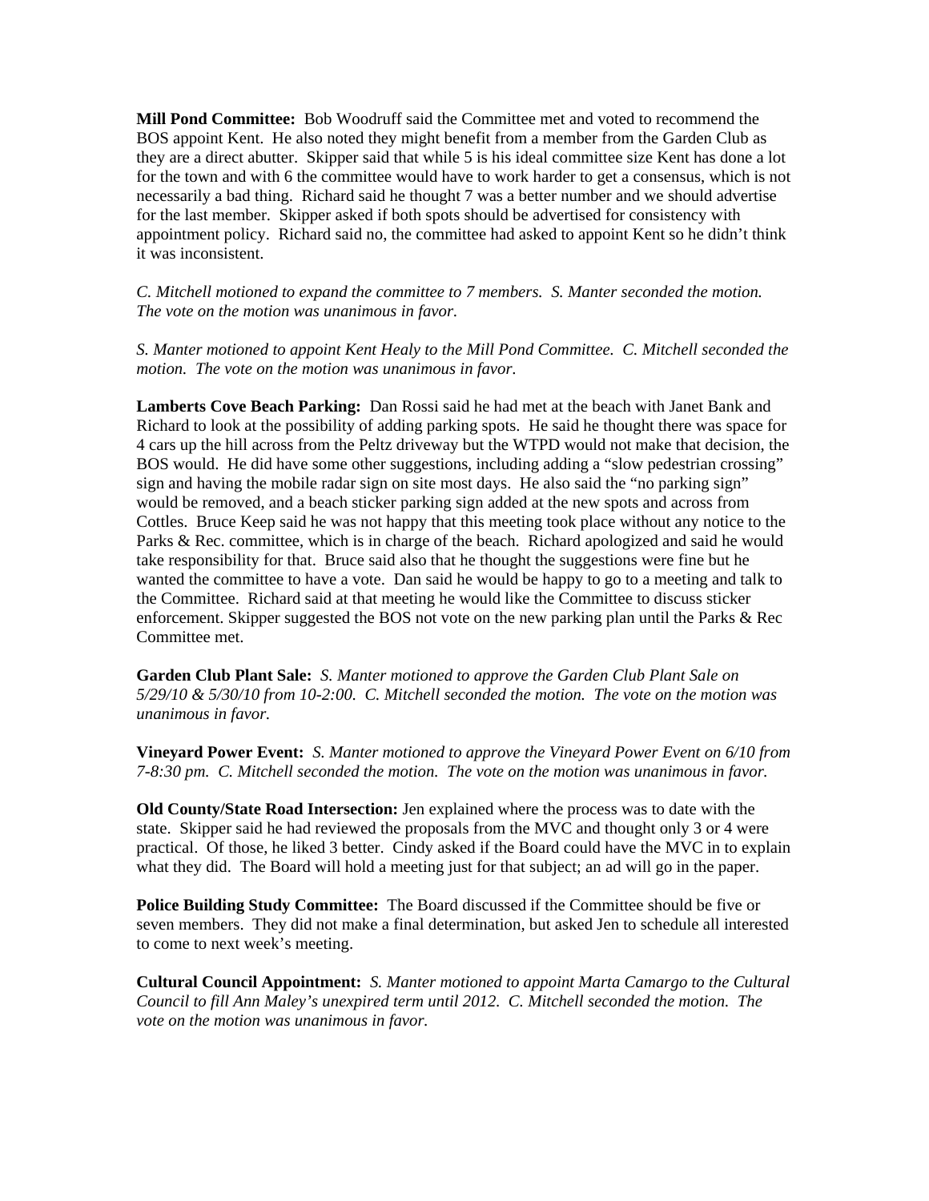**Mill Pond Committee:** Bob Woodruff said the Committee met and voted to recommend the BOS appoint Kent. He also noted they might benefit from a member from the Garden Club as they are a direct abutter. Skipper said that while 5 is his ideal committee size Kent has done a lot for the town and with 6 the committee would have to work harder to get a consensus, which is not necessarily a bad thing. Richard said he thought 7 was a better number and we should advertise for the last member. Skipper asked if both spots should be advertised for consistency with appointment policy. Richard said no, the committee had asked to appoint Kent so he didn't think it was inconsistent.

*C. Mitchell motioned to expand the committee to 7 members. S. Manter seconded the motion. The vote on the motion was unanimous in favor.*

*S. Manter motioned to appoint Kent Healy to the Mill Pond Committee. C. Mitchell seconded the motion. The vote on the motion was unanimous in favor.*

**Lamberts Cove Beach Parking:** Dan Rossi said he had met at the beach with Janet Bank and Richard to look at the possibility of adding parking spots. He said he thought there was space for 4 cars up the hill across from the Peltz driveway but the WTPD would not make that decision, the BOS would. He did have some other suggestions, including adding a "slow pedestrian crossing" sign and having the mobile radar sign on site most days. He also said the "no parking sign" would be removed, and a beach sticker parking sign added at the new spots and across from Cottles. Bruce Keep said he was not happy that this meeting took place without any notice to the Parks & Rec. committee, which is in charge of the beach. Richard apologized and said he would take responsibility for that. Bruce said also that he thought the suggestions were fine but he wanted the committee to have a vote. Dan said he would be happy to go to a meeting and talk to the Committee. Richard said at that meeting he would like the Committee to discuss sticker enforcement. Skipper suggested the BOS not vote on the new parking plan until the Parks & Rec Committee met.

**Garden Club Plant Sale:** *S. Manter motioned to approve the Garden Club Plant Sale on 5/29/10 & 5/30/10 from 10-2:00. C. Mitchell seconded the motion. The vote on the motion was unanimous in favor.*

**Vineyard Power Event:** *S. Manter motioned to approve the Vineyard Power Event on 6/10 from 7-8:30 pm. C. Mitchell seconded the motion. The vote on the motion was unanimous in favor.*

**Old County/State Road Intersection:** Jen explained where the process was to date with the state. Skipper said he had reviewed the proposals from the MVC and thought only 3 or 4 were practical. Of those, he liked 3 better. Cindy asked if the Board could have the MVC in to explain what they did. The Board will hold a meeting just for that subject; an ad will go in the paper.

**Police Building Study Committee:** The Board discussed if the Committee should be five or seven members. They did not make a final determination, but asked Jen to schedule all interested to come to next week's meeting.

**Cultural Council Appointment:** *S. Manter motioned to appoint Marta Camargo to the Cultural Council to fill Ann Maley's unexpired term until 2012. C. Mitchell seconded the motion. The vote on the motion was unanimous in favor.*